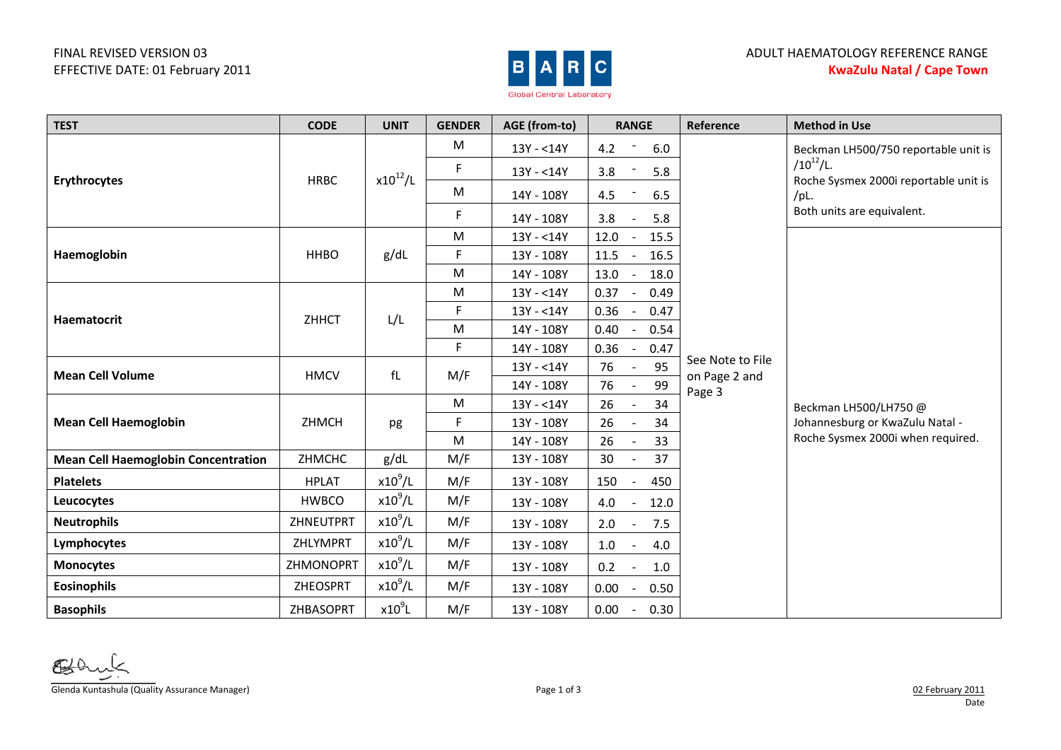FINAL REVISED VERSION 03
EFFECTIVE DATE: 01 February 2011

BARC Global Central Laboratory

ADULT HAEMATOLOGY REFERENCE RANGE
**KwaZulu Natal / Cape Town**

| TEST | CODE | UNIT | GENDER | AGE (from-to) | RANGE | Reference | Method in Use |
|---|---|---|---|---|---|---|---|
| **Erythrocytes** | HRBC | $x10^{12}/L$ | M | 13Y - <14Y | 4.2 - 6.0 | See Note to File on Page 2 and Page 3 | Beckman LH500/750 reportable unit is $/10^{12}/L$. Roche Sysmex 2000i reportable unit is /pL. Both units are equivalent. |
| | | | F | 13Y - <14Y | 3.8 - 5.8 | | |
| | | | M | 14Y - 108Y | 4.5 - 6.5 | | |
| | | | F | 14Y - 108Y | 3.8 - 5.8 | | |
| **Haemoglobin** | HHBO | g/dL | M | 13Y - <14Y | 12.0 - 15.5 | | Beckman LH500/LH750 @ Johannesburg or KwaZulu Natal - Roche Sysmex 2000i when required. |
| | | | F | 13Y - 108Y | 11.5 - 16.5 | | |
| | | | M | 14Y - 108Y | 13.0 - 18.0 | | |
| **Haematocrit** | ZHHCT | L/L | M | 13Y - <14Y | 0.37 - 0.49 | | |
| | | | F | 13Y - <14Y | 0.36 - 0.47 | | |
| | | | M | 14Y - 108Y | 0.40 - 0.54 | | |
| | | | F | 14Y - 108Y | 0.36 - 0.47 | | |
| **Mean Cell Volume** | HMCV | fL | M/F | 13Y - <14Y | 76 - 95 | | |
| | | | | 14Y - 108Y | 76 - 99 | | |
| **Mean Cell Haemoglobin** | ZHMCH | pg | M | 13Y - <14Y | 26 - 34 | | |
| | | | F | 13Y - 108Y | 26 - 34 | | |
| | | | M | 14Y - 108Y | 26 - 33 | | |
| **Mean Cell Haemoglobin Concentration** | ZHMCHC | g/dL | M/F | 13Y - 108Y | 30 - 37 | | |
| **Platelets** | HPLAT | $x10^9/L$ | M/F | 13Y - 108Y | 150 - 450 | | |
| **Leucocytes** | HWBCO | $x10^9/L$ | M/F | 13Y - 108Y | 4.0 - 12.0 | | |
| **Neutrophils** | ZHNEUTPRT | $x10^9/L$ | M/F | 13Y - 108Y | 2.0 - 7.5 | | |
| **Lymphocytes** | ZHLYMPRT | $x10^9/L$ | M/F | 13Y - 108Y | 1.0 - 4.0 | | |
| **Monocytes** | ZHMONOPRT | $x10^9/L$ | M/F | 13Y - 108Y | 0.2 - 1.0 | | |
| **Eosinophils** | ZHEOSPRT | $x10^9/L$ | M/F | 13Y - 108Y | 0.00 - 0.50 | | |
| **Basophils** | ZHBASOPRT | $x10^9L$ | M/F | 13Y - 108Y | 0.00 - 0.30 | | |

Glenda Kuntashula (Quality Assurance Manager)

02 February 2011
Date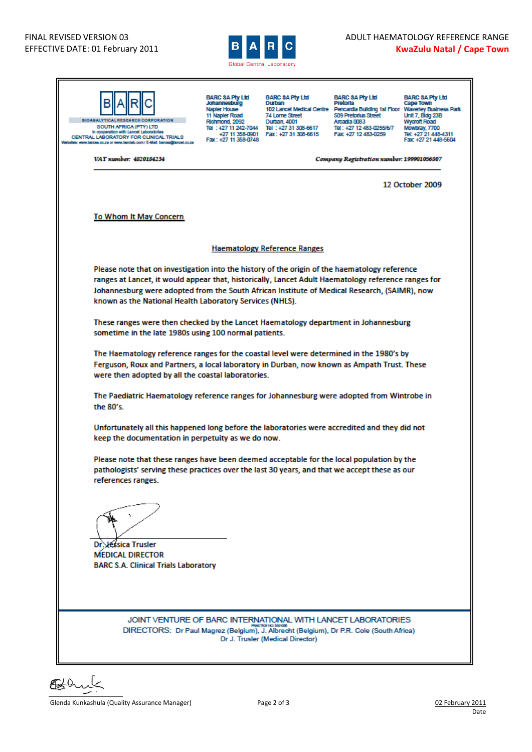BARC SA Pty Ltd
Johannesburg
Napier House
11 Napier Road
Richmond, 2092
Tel : +27 11 242-7044
+27 11 358-0901
Fax : +27 11 358-0748

BARC SA Pty Ltd
Durban
102 Lancet Medical Centre
74 Lorne Street
Durban, 4001
Tel : +27 31 308-6617
Fax : +27 31 308-6615

BARC SA Pty Ltd
Pretoria
Pencardia Building 1st Floor
509 Pretorius Street
Arcadia 0083
Tel : +27 12 483-0255/6/7
Fax +27 12 483-0259

BARC SA Pty Ltd
Cape Town
Waverley Business Park
Unit 7, Bldg 23B
Wycroft Road
Mowbray, 7700
Tel: +27 21 448-4311
Fax: +27 21 448-5604

BIOANALYTICAL RESEARCH CORPORATION
SOUTH AFRICA (PTY) LTD
In cooperation with Lancet Laboratories
CENTRAL LABORATORY FOR CLINICAL TRIALS
Websites: www.barcsa.co.za or www.barclab.com / E-Mail: barcsa@lancet.co.za

*VAT number: 4820184234* *Company Registration number: 199901056807*

12 October 2009

<u>To Whom It May Concern</u>

## Haematology Reference Ranges

Please note that on investigation into the history of the origin of the haematology reference ranges at Lancet, it would appear that, historically, Lancet Adult Haematology reference ranges for Johannesburg were adopted from the South African Institute of Medical Research, (SAIMR), now known as the National Health Laboratory Services (NHLS).

These ranges were then checked by the Lancet Haematology department in Johannesburg sometime in the late 1980s using 100 normal patients.

The Haematology reference ranges for the coastal level were determined in the 1980's by Ferguson, Roux and Partners, a local laboratory in Durban, now known as Ampath Trust. These were then adopted by all the coastal laboratories.

The Paediatric Haematology reference ranges for Johannesburg were adopted from Wintrobe in the 80's.

Unfortunately all this happened long before the laboratories were accredited and they did not keep the documentation in perpetuity as we do now.

Please note that these ranges have been deemed acceptable for the local population by the pathologists' serving these practices over the last 30 years, and that we accept these as our references ranges.

Dr Jessica Trusler
MEDICAL DIRECTOR
BARC S.A. Clinical Trials Laboratory

JOINT VENTURE OF BARC INTERNATIONAL WITH LANCET LABORATORIES
PRACTICE NO: 5201365
DIRECTORS: Dr Paul Magrez (Belgium), J. Albrecht (Belgium), Dr P.R. Cole (South Africa)
Dr J. Trusler (Medical Director)

Glenda Kunkashula (Quality Assurance Manager)

02 February 2011
Date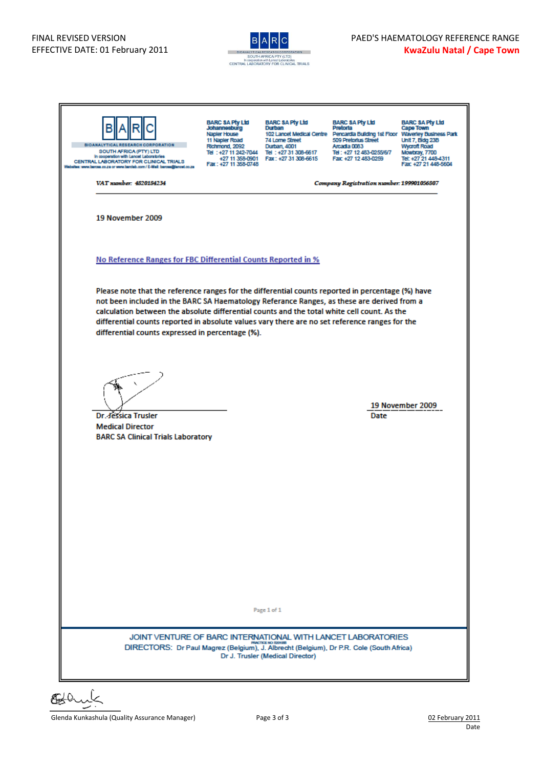FINAL REVISED VERSION
EFFECTIVE DATE: 01 February 2011

PAED'S HAEMATOLOGY REFERENCE RANGE
**KwaZulu Natal / Cape Town**

BARC
BIOANALYTICAL RESEARCH CORPORATION
SOUTH AFRICA (PTY) LTD
In cooperation with Lancet Laboratories
CENTRAL LABORATORY FOR CLINICAL TRIALS
Websites: www.barcsa.co.za or www.barclab.com / E-Mail: barcsa@lancet.co.za

**BARC SA Pty Ltd**
**Johannesburg**
Napier House
11 Napier Road
Richmond, 2092
Tel : +27 11 242-7044
+27 11 358-0901
Fax : +27 11 358-0748

**BARC SA Pty Ltd**
**Durban**
102 Lancet Medical Centre
74 Lorne Street
Durban, 4001
Tel : +27 31 308-6617
Fax : +27 31 308-6615

**BARC SA Pty Ltd**
**Pretoria**
Pencardia Building 1st Floor
509 Pretorius Street
Arcadia 0083
Tel : +27 12 483-0255/6/7
Fax +27 12 483-0259

**BARC SA Pty Ltd**
**Cape Town**
Waverley Business Park
Unit 7, Bldg 23B
Wycroft Road
Mowbray, 7700
Tel: +27 21 448-4311
Fax: +27 21 448-5604

*VAT number: 4820184234*

*Company Registration number: 199901056807*

19 November 2009

**No Reference Ranges for FBC Differential Counts Reported in %**

Please note that the reference ranges for the differential counts reported in percentage (%) have not been included in the BARC SA Haematology Referance Ranges, as these are derived from a calculation between the absolute differential counts and the total white cell count. As the differential counts reported in absolute values vary there are no set reference ranges for the differential counts expressed in percentage (%).

Dr. Jessica Trusler
Medical Director
BARC SA Clinical Trials Laboratory

19 November 2009
Date

JOINT VENTURE OF BARC INTERNATIONAL WITH LANCET LABORATORIES
DIRECTORS: Dr Paul Magrez (Belgium), J. Albrecht (Belgium), Dr P.R. Cole (South Africa)
Dr J. Trusler (Medical Director)

Glenda Kunkashula (Quality Assurance Manager)

02 February 2011
Date